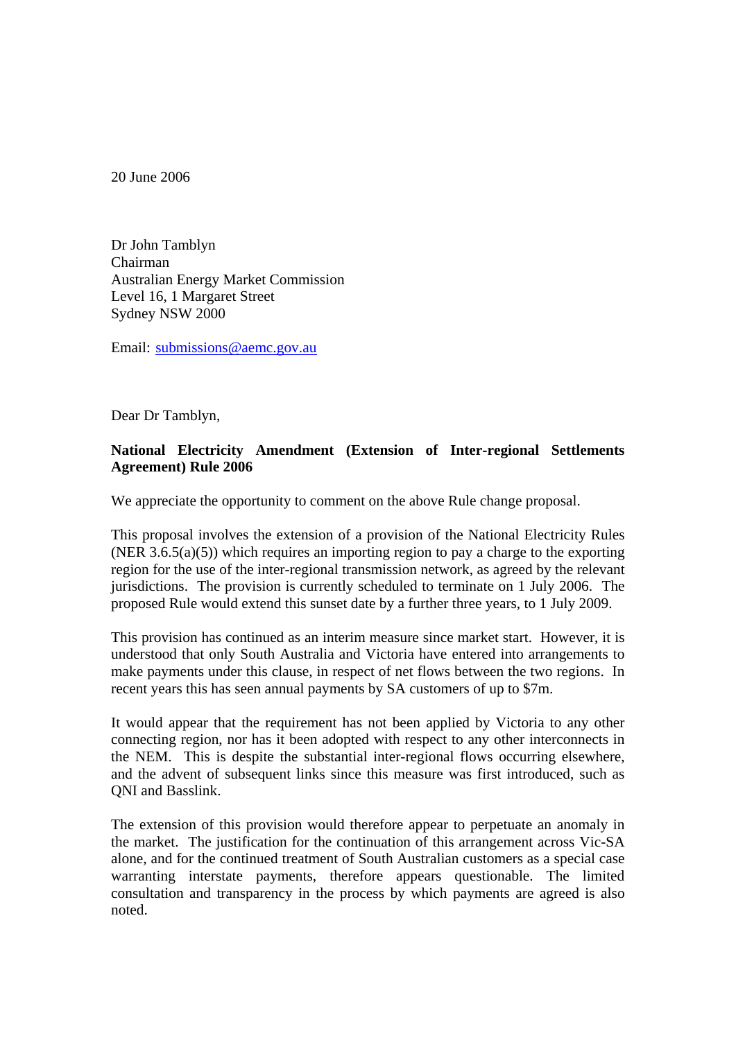20 June 2006

Dr John Tamblyn
Chairman
Australian Energy Market Commission
Level 16, 1 Margaret Street
Sydney NSW 2000

Email: submissions@aemc.gov.au

Dear Dr Tamblyn,

**National Electricity Amendment (Extension of Inter-regional Settlements Agreement) Rule 2006**

We appreciate the opportunity to comment on the above Rule change proposal.

This proposal involves the extension of a provision of the National Electricity Rules (NER 3.6.5(a)(5)) which requires an importing region to pay a charge to the exporting region for the use of the inter-regional transmission network, as agreed by the relevant jurisdictions. The provision is currently scheduled to terminate on 1 July 2006. The proposed Rule would extend this sunset date by a further three years, to 1 July 2009.

This provision has continued as an interim measure since market start. However, it is understood that only South Australia and Victoria have entered into arrangements to make payments under this clause, in respect of net flows between the two regions. In recent years this has seen annual payments by SA customers of up to $7m.

It would appear that the requirement has not been applied by Victoria to any other connecting region, nor has it been adopted with respect to any other interconnects in the NEM. This is despite the substantial inter-regional flows occurring elsewhere, and the advent of subsequent links since this measure was first introduced, such as QNI and Basslink.

The extension of this provision would therefore appear to perpetuate an anomaly in the market. The justification for the continuation of this arrangement across Vic-SA alone, and for the continued treatment of South Australian customers as a special case warranting interstate payments, therefore appears questionable. The limited consultation and transparency in the process by which payments are agreed is also noted.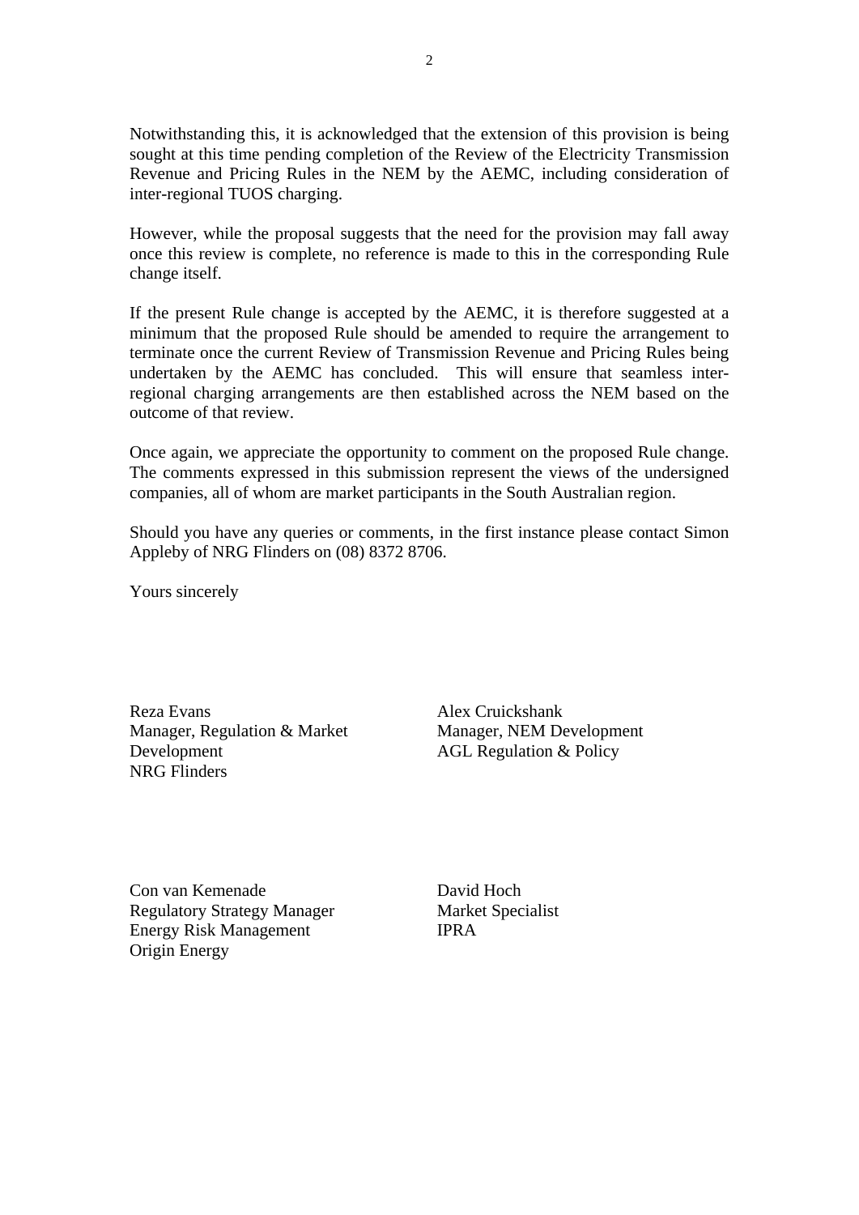Notwithstanding this, it is acknowledged that the extension of this provision is being sought at this time pending completion of the Review of the Electricity Transmission Revenue and Pricing Rules in the NEM by the AEMC, including consideration of inter-regional TUOS charging.

However, while the proposal suggests that the need for the provision may fall away once this review is complete, no reference is made to this in the corresponding Rule change itself.

If the present Rule change is accepted by the AEMC, it is therefore suggested at a minimum that the proposed Rule should be amended to require the arrangement to terminate once the current Review of Transmission Revenue and Pricing Rules being undertaken by the AEMC has concluded. This will ensure that seamless inter-regional charging arrangements are then established across the NEM based on the outcome of that review.

Once again, we appreciate the opportunity to comment on the proposed Rule change. The comments expressed in this submission represent the views of the undersigned companies, all of whom are market participants in the South Australian region.

Should you have any queries or comments, in the first instance please contact Simon Appleby of NRG Flinders on (08) 8372 8706.

Yours sincerely

Reza Evans
Manager, Regulation & Market Development
NRG Flinders

Alex Cruickshank
Manager, NEM Development
AGL Regulation & Policy

Con van Kemenade
Regulatory Strategy Manager
Energy Risk Management
Origin Energy

David Hoch
Market Specialist
IPRA